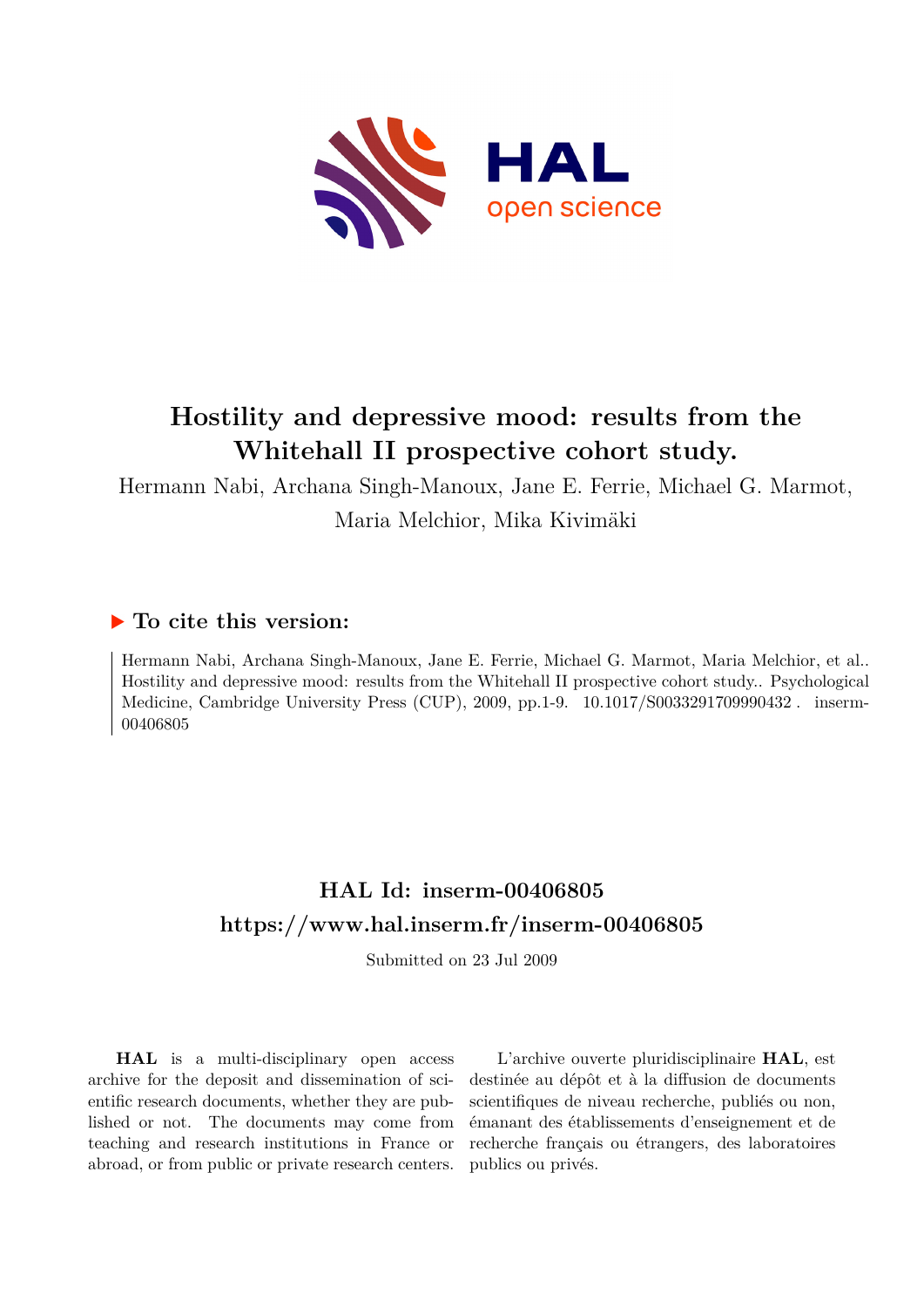# Hostility and depressive mood: results from the Whitehall II prospective cohort study.

Hermann Nabi, Archana Singh-Manoux, Jane E. Ferrie, Michael G. Marmot, Maria Melchior, Mika Kivimäki

## ▶ To cite this version:

Hermann Nabi, Archana Singh-Manoux, Jane E. Ferrie, Michael G. Marmot, Maria Melchior, et al.. Hostility and depressive mood: results from the Whitehall II prospective cohort study.. Psychological Medicine, Cambridge University Press (CUP), 2009, pp.1-9. 10.1017/S0033291709990432 . inserm-00406805

## HAL Id: inserm-00406805

## https://www.hal.inserm.fr/inserm-00406805

Submitted on 23 Jul 2009

**HAL** is a multi-disciplinary open access archive for the deposit and dissemination of scientific research documents, whether they are published or not. The documents may come from teaching and research institutions in France or abroad, or from public or private research centers.

L'archive ouverte pluridisciplinaire **HAL**, est destinée au dépôt et à la diffusion de documents scientifiques de niveau recherche, publiés ou non, émanant des établissements d'enseignement et de recherche français ou étrangers, des laboratoires publics ou privés.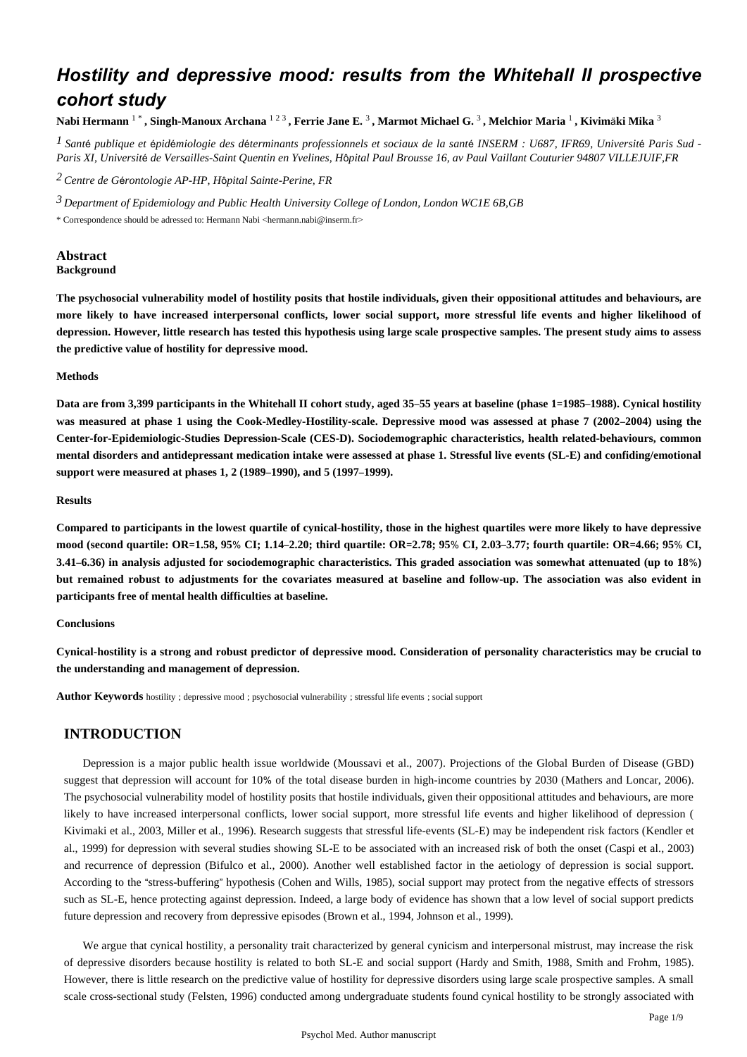# Hostility and depressive mood: results from the Whitehall II prospective cohort study

**Nabi Hermann** [1*], **Singh-Manoux Archana** [1 2 3], **Ferrie Jane E.** [3], **Marmot Michael G.** [3], **Melchior Maria** [1], **Kivimäki Mika** [3]

[1] *Santé publique et épidémiologie des déterminants professionnels et sociaux de la santé INSERM : U687, IFR69, Université Paris Sud - Paris XI, Université de Versailles-Saint Quentin en Yvelines, Hôpital Paul Brousse 16, av Paul Vaillant Couturier 94807 VILLEJUIF,FR*

[2] *Centre de Gérontologie AP-HP, Hôpital Sainte-Perine, FR*

[3] *Department of Epidemiology and Public Health University College of London, London WC1E 6B,GB*

\* Correspondence should be adressed to: Hermann Nabi <hermann.nabi@inserm.fr>

## Abstract

### Background

**The psychosocial vulnerability model of hostility posits that hostile individuals, given their oppositional attitudes and behaviours, are more likely to have increased interpersonal conflicts, lower social support, more stressful life events and higher likelihood of depression. However, little research has tested this hypothesis using large scale prospective samples. The present study aims to assess the predictive value of hostility for depressive mood.**

### Methods

**Data are from 3,399 participants in the Whitehall II cohort study, aged 35–55 years at baseline (phase 1=1985–1988). Cynical hostility was measured at phase 1 using the Cook-Medley-Hostility-scale. Depressive mood was assessed at phase 7 (2002–2004) using the Center-for-Epidemiologic-Studies Depression-Scale (CES-D). Sociodemographic characteristics, health related-behaviours, common mental disorders and antidepressant medication intake were assessed at phase 1. Stressful live events (SL-E) and confiding/emotional support were measured at phases 1, 2 (1989–1990), and 5 (1997–1999).**

### Results

**Compared to participants in the lowest quartile of cynical-hostility, those in the highest quartiles were more likely to have depressive mood (second quartile: OR=1.58, 95% CI; 1.14–2.20; third quartile: OR=2.78; 95% CI, 2.03–3.77; fourth quartile: OR=4.66; 95% CI, 3.41–6.36) in analysis adjusted for sociodemographic characteristics. This graded association was somewhat attenuated (up to 18%) but remained robust to adjustments for the covariates measured at baseline and follow-up. The association was also evident in participants free of mental health difficulties at baseline.**

### Conclusions

**Cynical-hostility is a strong and robust predictor of depressive mood. Consideration of personality characteristics may be crucial to the understanding and management of depression.**

**Author Keywords** hostility ; depressive mood ; psychosocial vulnerability ; stressful life events ; social support

## INTRODUCTION

Depression is a major public health issue worldwide (Moussavi et al., 2007). Projections of the Global Burden of Disease (GBD) suggest that depression will account for 10% of the total disease burden in high-income countries by 2030 (Mathers and Loncar, 2006). The psychosocial vulnerability model of hostility posits that hostile individuals, given their oppositional attitudes and behaviours, are more likely to have increased interpersonal conflicts, lower social support, more stressful life events and higher likelihood of depression ( Kivimaki et al., 2003, Miller et al., 1996). Research suggests that stressful life-events (SL-E) may be independent risk factors (Kendler et al., 1999) for depression with several studies showing SL-E to be associated with an increased risk of both the onset (Caspi et al., 2003) and recurrence of depression (Bifulco et al., 2000). Another well established factor in the aetiology of depression is social support. According to the "stress-buffering" hypothesis (Cohen and Wills, 1985), social support may protect from the negative effects of stressors such as SL-E, hence protecting against depression. Indeed, a large body of evidence has shown that a low level of social support predicts future depression and recovery from depressive episodes (Brown et al., 1994, Johnson et al., 1999).

We argue that cynical hostility, a personality trait characterized by general cynicism and interpersonal mistrust, may increase the risk of depressive disorders because hostility is related to both SL-E and social support (Hardy and Smith, 1988, Smith and Frohm, 1985). However, there is little research on the predictive value of hostility for depressive disorders using large scale prospective samples. A small scale cross-sectional study (Felsten, 1996) conducted among undergraduate students found cynical hostility to be strongly associated with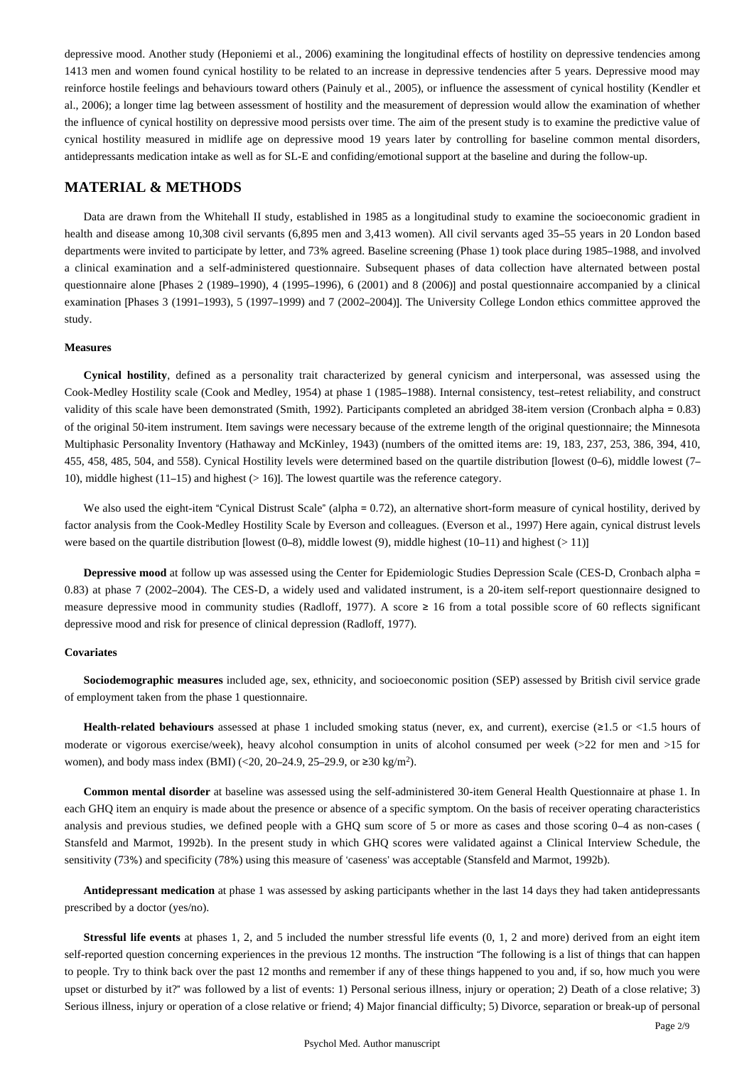depressive mood. Another study (Heponiemi et al., 2006) examining the longitudinal effects of hostility on depressive tendencies among 1413 men and women found cynical hostility to be related to an increase in depressive tendencies after 5 years. Depressive mood may reinforce hostile feelings and behaviours toward others (Painuly et al., 2005), or influence the assessment of cynical hostility (Kendler et al., 2006); a longer time lag between assessment of hostility and the measurement of depression would allow the examination of whether the influence of cynical hostility on depressive mood persists over time. The aim of the present study is to examine the predictive value of cynical hostility measured in midlife age on depressive mood 19 years later by controlling for baseline common mental disorders, antidepressants medication intake as well as for SL-E and confiding/emotional support at the baseline and during the follow-up.

## MATERIAL & METHODS

Data are drawn from the Whitehall II study, established in 1985 as a longitudinal study to examine the socioeconomic gradient in health and disease among 10,308 civil servants (6,895 men and 3,413 women). All civil servants aged 35–55 years in 20 London based departments were invited to participate by letter, and 73% agreed. Baseline screening (Phase 1) took place during 1985–1988, and involved a clinical examination and a self-administered questionnaire. Subsequent phases of data collection have alternated between postal questionnaire alone [Phases 2 (1989–1990), 4 (1995–1996), 6 (2001) and 8 (2006)] and postal questionnaire accompanied by a clinical examination [Phases 3 (1991–1993), 5 (1997–1999) and 7 (2002–2004)]. The University College London ethics committee approved the study.

#### Measures

**Cynical hostility**, defined as a personality trait characterized by general cynicism and interpersonal, was assessed using the Cook-Medley Hostility scale (Cook and Medley, 1954) at phase 1 (1985–1988). Internal consistency, test–retest reliability, and construct validity of this scale have been demonstrated (Smith, 1992). Participants completed an abridged 38-item version (Cronbach alpha = 0.83) of the original 50-item instrument. Item savings were necessary because of the extreme length of the original questionnaire; the Minnesota Multiphasic Personality Inventory (Hathaway and McKinley, 1943) (numbers of the omitted items are: 19, 183, 237, 253, 386, 394, 410, 455, 458, 485, 504, and 558). Cynical Hostility levels were determined based on the quartile distribution [lowest (0–6), middle lowest (7–10), middle highest (11–15) and highest (> 16)]. The lowest quartile was the reference category.

We also used the eight-item "Cynical Distrust Scale" (alpha = 0.72), an alternative short-form measure of cynical hostility, derived by factor analysis from the Cook-Medley Hostility Scale by Everson and colleagues. (Everson et al., 1997) Here again, cynical distrust levels were based on the quartile distribution [lowest (0–8), middle lowest (9), middle highest (10–11) and highest (> 11)]

**Depressive mood** at follow up was assessed using the Center for Epidemiologic Studies Depression Scale (CES-D, Cronbach alpha = 0.83) at phase 7 (2002–2004). The CES-D, a widely used and validated instrument, is a 20-item self-report questionnaire designed to measure depressive mood in community studies (Radloff, 1977). A score ≥ 16 from a total possible score of 60 reflects significant depressive mood and risk for presence of clinical depression (Radloff, 1977).

#### Covariates

**Sociodemographic measures** included age, sex, ethnicity, and socioeconomic position (SEP) assessed by British civil service grade of employment taken from the phase 1 questionnaire.

**Health-related behaviours** assessed at phase 1 included smoking status (never, ex, and current), exercise (≥1.5 or <1.5 hours of moderate or vigorous exercise/week), heavy alcohol consumption in units of alcohol consumed per week (>22 for men and >15 for women), and body mass index (BMI) (<20, 20–24.9, 25–29.9, or ≥30 kg/m$^2$).

**Common mental disorder** at baseline was assessed using the self-administered 30-item General Health Questionnaire at phase 1. In each GHQ item an enquiry is made about the presence or absence of a specific symptom. On the basis of receiver operating characteristics analysis and previous studies, we defined people with a GHQ sum score of 5 or more as cases and those scoring 0–4 as non-cases ( Stansfeld and Marmot, 1992b). In the present study in which GHQ scores were validated against a Clinical Interview Schedule, the sensitivity (73%) and specificity (78%) using this measure of 'caseness' was acceptable (Stansfeld and Marmot, 1992b).

**Antidepressant medication** at phase 1 was assessed by asking participants whether in the last 14 days they had taken antidepressants prescribed by a doctor (yes/no).

**Stressful life events** at phases 1, 2, and 5 included the number stressful life events (0, 1, 2 and more) derived from an eight item self-reported question concerning experiences in the previous 12 months. The instruction "The following is a list of things that can happen to people. Try to think back over the past 12 months and remember if any of these things happened to you and, if so, how much you were upset or disturbed by it?" was followed by a list of events: 1) Personal serious illness, injury or operation; 2) Death of a close relative; 3) Serious illness, injury or operation of a close relative or friend; 4) Major financial difficulty; 5) Divorce, separation or break-up of personal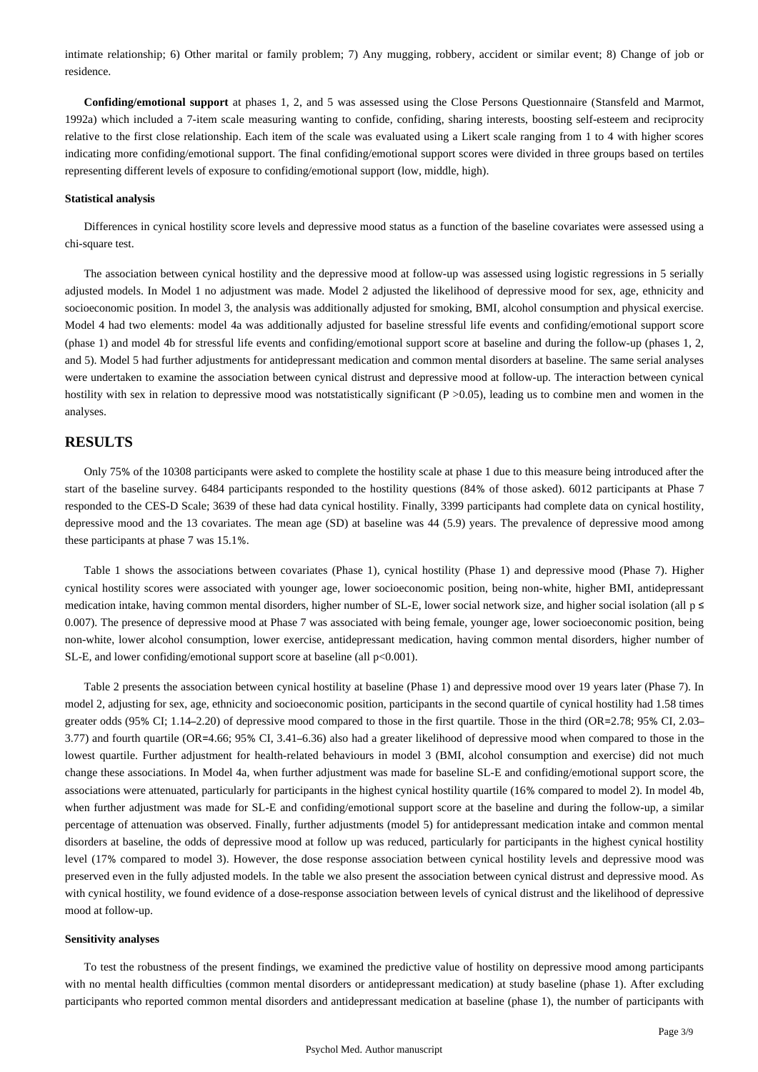intimate relationship; 6) Other marital or family problem; 7) Any mugging, robbery, accident or similar event; 8) Change of job or residence.

**Confiding/emotional support** at phases 1, 2, and 5 was assessed using the Close Persons Questionnaire (Stansfeld and Marmot, 1992a) which included a 7-item scale measuring wanting to confide, confiding, sharing interests, boosting self-esteem and reciprocity relative to the first close relationship. Each item of the scale was evaluated using a Likert scale ranging from 1 to 4 with higher scores indicating more confiding/emotional support. The final confiding/emotional support scores were divided in three groups based on tertiles representing different levels of exposure to confiding/emotional support (low, middle, high).

#### Statistical analysis

Differences in cynical hostility score levels and depressive mood status as a function of the baseline covariates were assessed using a chi-square test.

The association between cynical hostility and the depressive mood at follow-up was assessed using logistic regressions in 5 serially adjusted models. In Model 1 no adjustment was made. Model 2 adjusted the likelihood of depressive mood for sex, age, ethnicity and socioeconomic position. In model 3, the analysis was additionally adjusted for smoking, BMI, alcohol consumption and physical exercise. Model 4 had two elements: model 4a was additionally adjusted for baseline stressful life events and confiding/emotional support score (phase 1) and model 4b for stressful life events and confiding/emotional support score at baseline and during the follow-up (phases 1, 2, and 5). Model 5 had further adjustments for antidepressant medication and common mental disorders at baseline. The same serial analyses were undertaken to examine the association between cynical distrust and depressive mood at follow-up. The interaction between cynical hostility with sex in relation to depressive mood was notstatistically significant ($P > 0.05$), leading us to combine men and women in the analyses.

## RESULTS

Only 75% of the 10308 participants were asked to complete the hostility scale at phase 1 due to this measure being introduced after the start of the baseline survey. 6484 participants responded to the hostility questions (84% of those asked). 6012 participants at Phase 7 responded to the CES-D Scale; 3639 of these had data cynical hostility. Finally, 3399 participants had complete data on cynical hostility, depressive mood and the 13 covariates. The mean age (SD) at baseline was 44 (5.9) years. The prevalence of depressive mood among these participants at phase 7 was 15.1%.

Table 1 shows the associations between covariates (Phase 1), cynical hostility (Phase 1) and depressive mood (Phase 7). Higher cynical hostility scores were associated with younger age, lower socioeconomic position, being non-white, higher BMI, antidepressant medication intake, having common mental disorders, higher number of SL-E, lower social network size, and higher social isolation (all $p \leq 0.007$). The presence of depressive mood at Phase 7 was associated with being female, younger age, lower socioeconomic position, being non-white, lower alcohol consumption, lower exercise, antidepressant medication, having common mental disorders, higher number of SL-E, and lower confiding/emotional support score at baseline (all $p<0.001$).

Table 2 presents the association between cynical hostility at baseline (Phase 1) and depressive mood over 19 years later (Phase 7). In model 2, adjusting for sex, age, ethnicity and socioeconomic position, participants in the second quartile of cynical hostility had 1.58 times greater odds (95% CI; 1.14–2.20) of depressive mood compared to those in the first quartile. Those in the third (OR=2.78; 95% CI, 2.03–3.77) and fourth quartile (OR=4.66; 95% CI, 3.41–6.36) also had a greater likelihood of depressive mood when compared to those in the lowest quartile. Further adjustment for health-related behaviours in model 3 (BMI, alcohol consumption and exercise) did not much change these associations. In Model 4a, when further adjustment was made for baseline SL-E and confiding/emotional support score, the associations were attenuated, particularly for participants in the highest cynical hostility quartile (16% compared to model 2). In model 4b, when further adjustment was made for SL-E and confiding/emotional support score at the baseline and during the follow-up, a similar percentage of attenuation was observed. Finally, further adjustments (model 5) for antidepressant medication intake and common mental disorders at baseline, the odds of depressive mood at follow up was reduced, particularly for participants in the highest cynical hostility level (17% compared to model 3). However, the dose response association between cynical hostility levels and depressive mood was preserved even in the fully adjusted models. In the table we also present the association between cynical distrust and depressive mood. As with cynical hostility, we found evidence of a dose-response association between levels of cynical distrust and the likelihood of depressive mood at follow-up.

#### Sensitivity analyses

To test the robustness of the present findings, we examined the predictive value of hostility on depressive mood among participants with no mental health difficulties (common mental disorders or antidepressant medication) at study baseline (phase 1). After excluding participants who reported common mental disorders and antidepressant medication at baseline (phase 1), the number of participants with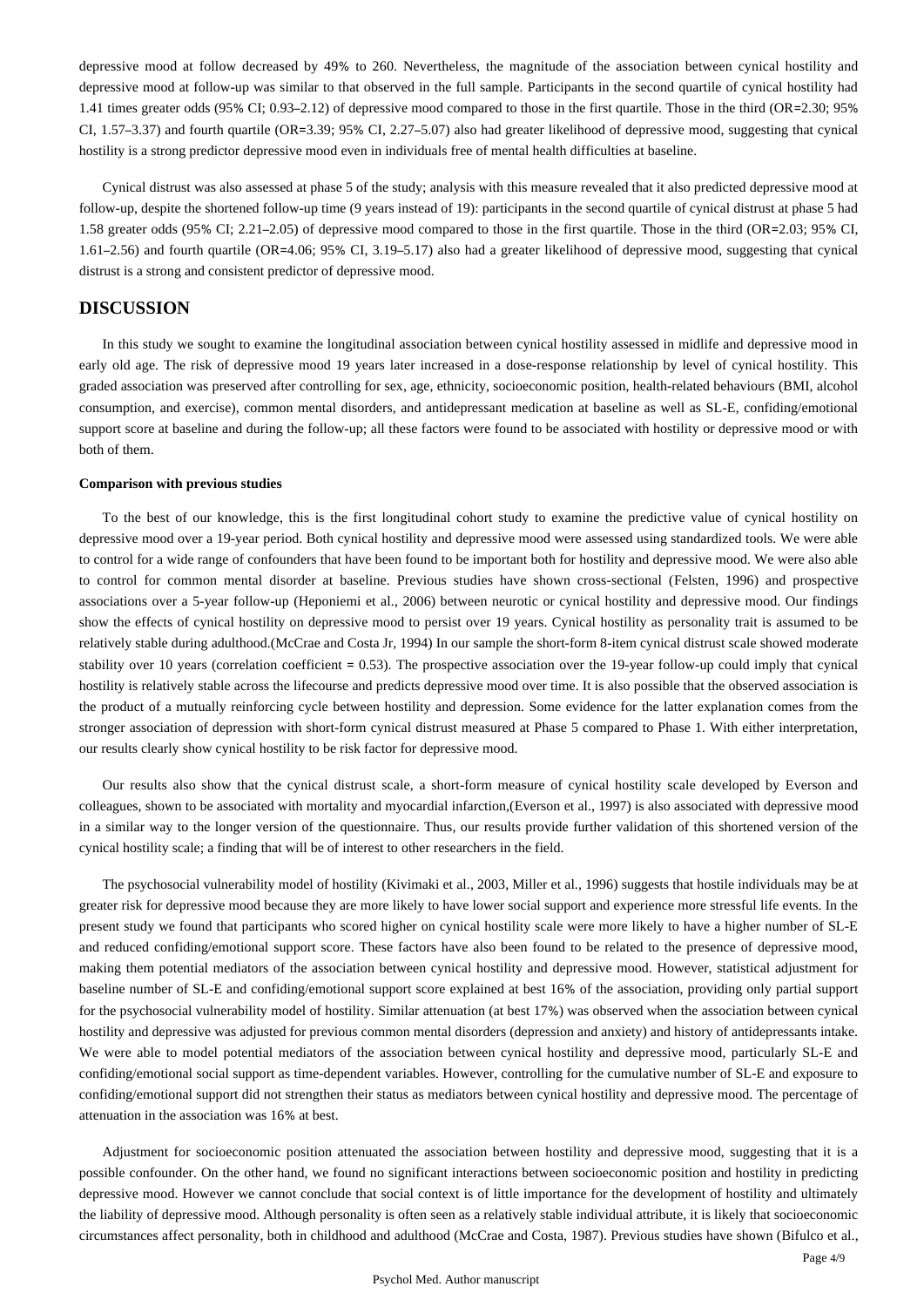depressive mood at follow decreased by 49% to 260. Nevertheless, the magnitude of the association between cynical hostility and depressive mood at follow-up was similar to that observed in the full sample. Participants in the second quartile of cynical hostility had 1.41 times greater odds (95% CI; 0.93–2.12) of depressive mood compared to those in the first quartile. Those in the third (OR=2.30; 95% CI, 1.57–3.37) and fourth quartile (OR=3.39; 95% CI, 2.27–5.07) also had greater likelihood of depressive mood, suggesting that cynical hostility is a strong predictor depressive mood even in individuals free of mental health difficulties at baseline.

Cynical distrust was also assessed at phase 5 of the study; analysis with this measure revealed that it also predicted depressive mood at follow-up, despite the shortened follow-up time (9 years instead of 19): participants in the second quartile of cynical distrust at phase 5 had 1.58 greater odds (95% CI; 2.21–2.05) of depressive mood compared to those in the first quartile. Those in the third (OR=2.03; 95% CI, 1.61–2.56) and fourth quartile (OR=4.06; 95% CI, 3.19–5.17) also had a greater likelihood of depressive mood, suggesting that cynical distrust is a strong and consistent predictor of depressive mood.

## DISCUSSION

In this study we sought to examine the longitudinal association between cynical hostility assessed in midlife and depressive mood in early old age. The risk of depressive mood 19 years later increased in a dose-response relationship by level of cynical hostility. This graded association was preserved after controlling for sex, age, ethnicity, socioeconomic position, health-related behaviours (BMI, alcohol consumption, and exercise), common mental disorders, and antidepressant medication at baseline as well as SL-E, confiding/emotional support score at baseline and during the follow-up; all these factors were found to be associated with hostility or depressive mood or with both of them.

### Comparison with previous studies

To the best of our knowledge, this is the first longitudinal cohort study to examine the predictive value of cynical hostility on depressive mood over a 19-year period. Both cynical hostility and depressive mood were assessed using standardized tools. We were able to control for a wide range of confounders that have been found to be important both for hostility and depressive mood. We were also able to control for common mental disorder at baseline. Previous studies have shown cross-sectional (Felsten, 1996) and prospective associations over a 5-year follow-up (Heponiemi et al., 2006) between neurotic or cynical hostility and depressive mood. Our findings show the effects of cynical hostility on depressive mood to persist over 19 years. Cynical hostility as personality trait is assumed to be relatively stable during adulthood.(McCrae and Costa Jr, 1994) In our sample the short-form 8-item cynical distrust scale showed moderate stability over 10 years (correlation coefficient = 0.53). The prospective association over the 19-year follow-up could imply that cynical hostility is relatively stable across the lifecourse and predicts depressive mood over time. It is also possible that the observed association is the product of a mutually reinforcing cycle between hostility and depression. Some evidence for the latter explanation comes from the stronger association of depression with short-form cynical distrust measured at Phase 5 compared to Phase 1. With either interpretation, our results clearly show cynical hostility to be risk factor for depressive mood.

Our results also show that the cynical distrust scale, a short-form measure of cynical hostility scale developed by Everson and colleagues, shown to be associated with mortality and myocardial infarction,(Everson et al., 1997) is also associated with depressive mood in a similar way to the longer version of the questionnaire. Thus, our results provide further validation of this shortened version of the cynical hostility scale; a finding that will be of interest to other researchers in the field.

The psychosocial vulnerability model of hostility (Kivimaki et al., 2003, Miller et al., 1996) suggests that hostile individuals may be at greater risk for depressive mood because they are more likely to have lower social support and experience more stressful life events. In the present study we found that participants who scored higher on cynical hostility scale were more likely to have a higher number of SL-E and reduced confiding/emotional support score. These factors have also been found to be related to the presence of depressive mood, making them potential mediators of the association between cynical hostility and depressive mood. However, statistical adjustment for baseline number of SL-E and confiding/emotional support score explained at best 16% of the association, providing only partial support for the psychosocial vulnerability model of hostility. Similar attenuation (at best 17%) was observed when the association between cynical hostility and depressive was adjusted for previous common mental disorders (depression and anxiety) and history of antidepressants intake. We were able to model potential mediators of the association between cynical hostility and depressive mood, particularly SL-E and confiding/emotional social support as time-dependent variables. However, controlling for the cumulative number of SL-E and exposure to confiding/emotional support did not strengthen their status as mediators between cynical hostility and depressive mood. The percentage of attenuation in the association was 16% at best.

Adjustment for socioeconomic position attenuated the association between hostility and depressive mood, suggesting that it is a possible confounder. On the other hand, we found no significant interactions between socioeconomic position and hostility in predicting depressive mood. However we cannot conclude that social context is of little importance for the development of hostility and ultimately the liability of depressive mood. Although personality is often seen as a relatively stable individual attribute, it is likely that socioeconomic circumstances affect personality, both in childhood and adulthood (McCrae and Costa, 1987). Previous studies have shown (Bifulco et al.,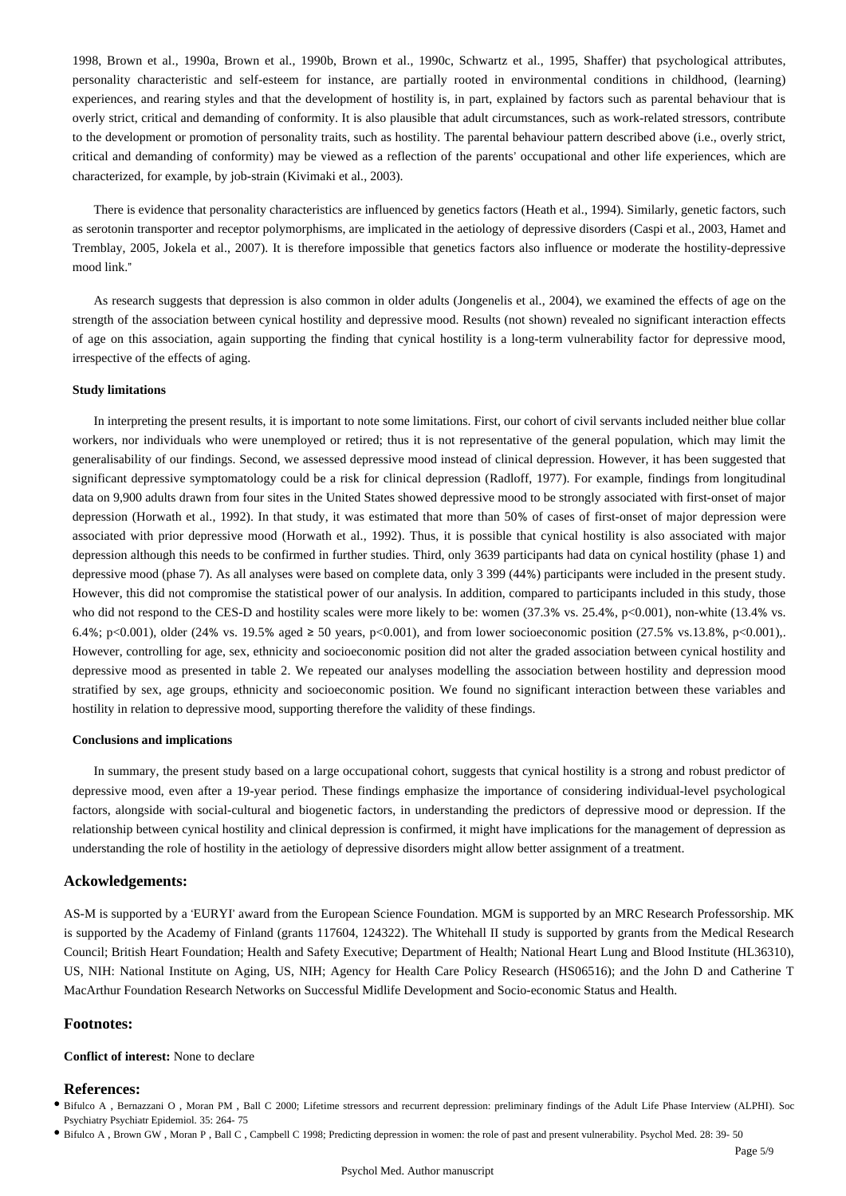1998, Brown et al., 1990a, Brown et al., 1990b, Brown et al., 1990c, Schwartz et al., 1995, Shaffer) that psychological attributes, personality characteristic and self-esteem for instance, are partially rooted in environmental conditions in childhood, (learning) experiences, and rearing styles and that the development of hostility is, in part, explained by factors such as parental behaviour that is overly strict, critical and demanding of conformity. It is also plausible that adult circumstances, such as work-related stressors, contribute to the development or promotion of personality traits, such as hostility. The parental behaviour pattern described above (i.e., overly strict, critical and demanding of conformity) may be viewed as a reflection of the parents' occupational and other life experiences, which are characterized, for example, by job-strain (Kivimaki et al., 2003).

There is evidence that personality characteristics are influenced by genetics factors (Heath et al., 1994). Similarly, genetic factors, such as serotonin transporter and receptor polymorphisms, are implicated in the aetiology of depressive disorders (Caspi et al., 2003, Hamet and Tremblay, 2005, Jokela et al., 2007). It is therefore impossible that genetics factors also influence or moderate the hostility-depressive mood link."

As research suggests that depression is also common in older adults (Jongenelis et al., 2004), we examined the effects of age on the strength of the association between cynical hostility and depressive mood. Results (not shown) revealed no significant interaction effects of age on this association, again supporting the finding that cynical hostility is a long-term vulnerability factor for depressive mood, irrespective of the effects of aging.

#### Study limitations

In interpreting the present results, it is important to note some limitations. First, our cohort of civil servants included neither blue collar workers, nor individuals who were unemployed or retired; thus it is not representative of the general population, which may limit the generalisability of our findings. Second, we assessed depressive mood instead of clinical depression. However, it has been suggested that significant depressive symptomatology could be a risk for clinical depression (Radloff, 1977). For example, findings from longitudinal data on 9,900 adults drawn from four sites in the United States showed depressive mood to be strongly associated with first-onset of major depression (Horwath et al., 1992). In that study, it was estimated that more than 50% of cases of first-onset of major depression were associated with prior depressive mood (Horwath et al., 1992). Thus, it is possible that cynical hostility is also associated with major depression although this needs to be confirmed in further studies. Third, only 3639 participants had data on cynical hostility (phase 1) and depressive mood (phase 7). As all analyses were based on complete data, only 3 399 (44%) participants were included in the present study. However, this did not compromise the statistical power of our analysis. In addition, compared to participants included in this study, those who did not respond to the CES-D and hostility scales were more likely to be: women (37.3% vs. 25.4%, $p<0.001$), non-white (13.4% vs. 6.4%; $p<0.001$), older (24% vs. 19.5% aged ≥ 50 years, $p<0.001$), and from lower socioeconomic position (27.5% vs.13.8%, $p<0.001$),. However, controlling for age, sex, ethnicity and socioeconomic position did not alter the graded association between cynical hostility and depressive mood as presented in table 2. We repeated our analyses modelling the association between hostility and depression mood stratified by sex, age groups, ethnicity and socioeconomic position. We found no significant interaction between these variables and hostility in relation to depressive mood, supporting therefore the validity of these findings.

#### Conclusions and implications

In summary, the present study based on a large occupational cohort, suggests that cynical hostility is a strong and robust predictor of depressive mood, even after a 19-year period. These findings emphasize the importance of considering individual-level psychological factors, alongside with social-cultural and biogenetic factors, in understanding the predictors of depressive mood or depression. If the relationship between cynical hostility and clinical depression is confirmed, it might have implications for the management of depression as understanding the role of hostility in the aetiology of depressive disorders might allow better assignment of a treatment.

## Ackowledgements:

AS-M is supported by a 'EURYI' award from the European Science Foundation. MGM is supported by an MRC Research Professorship. MK is supported by the Academy of Finland (grants 117604, 124322). The Whitehall II study is supported by grants from the Medical Research Council; British Heart Foundation; Health and Safety Executive; Department of Health; National Heart Lung and Blood Institute (HL36310), US, NIH: National Institute on Aging, US, NIH; Agency for Health Care Policy Research (HS06516); and the John D and Catherine T MacArthur Foundation Research Networks on Successful Midlife Development and Socio-economic Status and Health.

## Footnotes:

**Conflict of interest:** None to declare

## References:

- Bifulco A , Bernazzani O , Moran PM , Ball C 2000; Lifetime stressors and recurrent depression: preliminary findings of the Adult Life Phase Interview (ALPHI). Soc Psychiatry Psychiatr Epidemiol. 35: 264- 75
- Bifulco A , Brown GW , Moran P , Ball C , Campbell C 1998; Predicting depression in women: the role of past and present vulnerability. Psychol Med. 28: 39- 50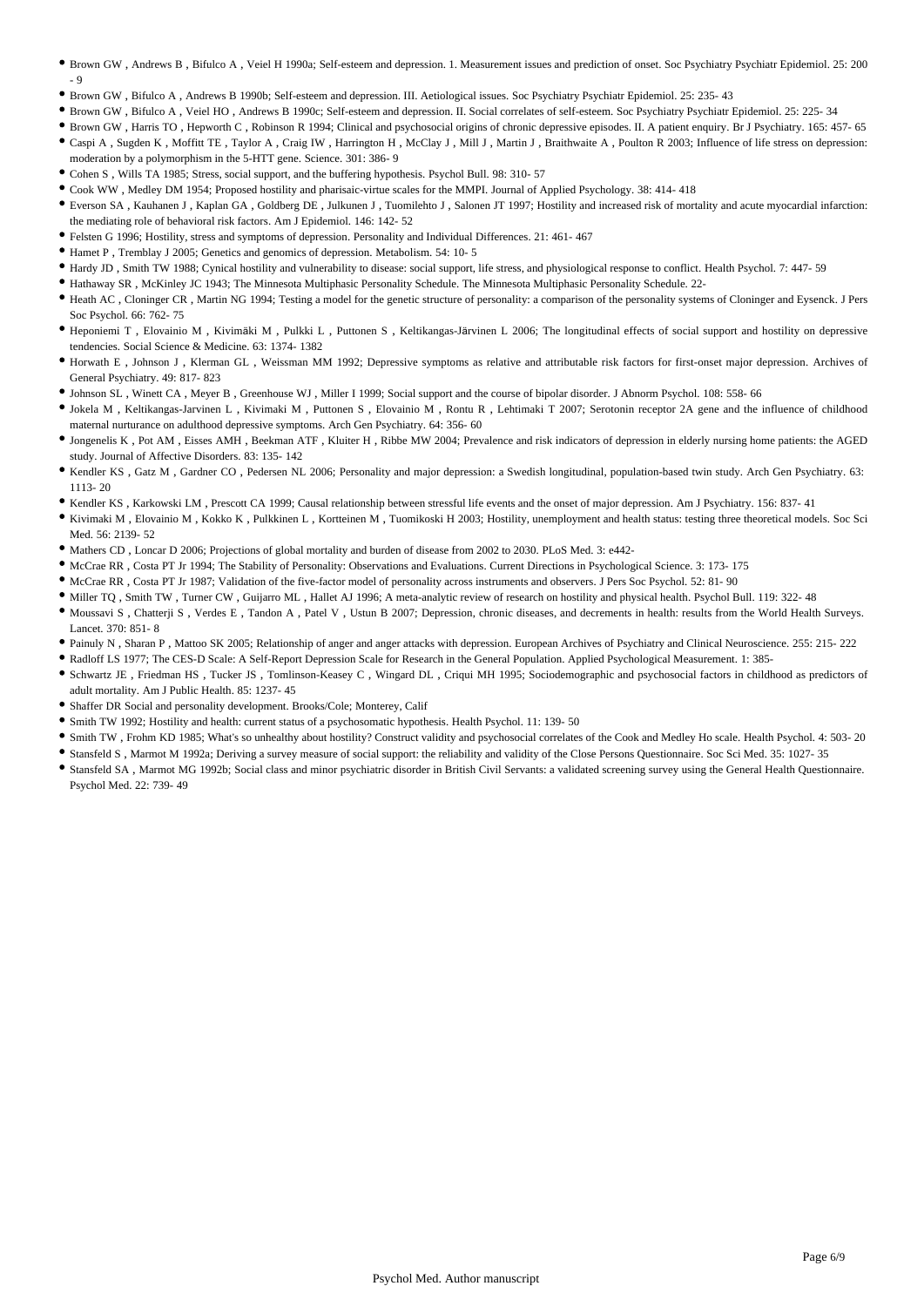- Brown GW , Andrews B , Bifulco A , Veiel H 1990a; Self-esteem and depression. 1. Measurement issues and prediction of onset. Soc Psychiatry Psychiatr Epidemiol. 25: 200 - 9
- Brown GW , Bifulco A , Andrews B 1990b; Self-esteem and depression. III. Aetiological issues. Soc Psychiatry Psychiatr Epidemiol. 25: 235- 43
- Brown GW , Bifulco A , Veiel HO , Andrews B 1990c; Self-esteem and depression. II. Social correlates of self-esteem. Soc Psychiatry Psychiatr Epidemiol. 25: 225- 34
- Brown GW , Harris TO , Hepworth C , Robinson R 1994; Clinical and psychosocial origins of chronic depressive episodes. II. A patient enquiry. Br J Psychiatry. 165: 457- 65
- Caspi A , Sugden K , Moffitt TE , Taylor A , Craig IW , Harrington H , McClay J , Mill J , Martin J , Braithwaite A , Poulton R 2003; Influence of life stress on depression: moderation by a polymorphism in the 5-HTT gene. Science. 301: 386- 9
- Cohen S , Wills TA 1985; Stress, social support, and the buffering hypothesis. Psychol Bull. 98: 310- 57
- Cook WW , Medley DM 1954; Proposed hostility and pharisaic-virtue scales for the MMPI. Journal of Applied Psychology. 38: 414- 418
- Everson SA , Kauhanen J , Kaplan GA , Goldberg DE , Julkunen J , Tuomilehto J , Salonen JT 1997; Hostility and increased risk of mortality and acute myocardial infarction: the mediating role of behavioral risk factors. Am J Epidemiol. 146: 142- 52
- Felsten G 1996; Hostility, stress and symptoms of depression. Personality and Individual Differences. 21: 461- 467
- Hamet P , Tremblay J 2005; Genetics and genomics of depression. Metabolism. 54: 10- 5
- Hardy JD , Smith TW 1988; Cynical hostility and vulnerability to disease: social support, life stress, and physiological response to conflict. Health Psychol. 7: 447- 59
- Hathaway SR , McKinley JC 1943; The Minnesota Multiphasic Personality Schedule. The Minnesota Multiphasic Personality Schedule. 22-
- Heath AC , Cloninger CR , Martin NG 1994; Testing a model for the genetic structure of personality: a comparison of the personality systems of Cloninger and Eysenck. J Pers Soc Psychol. 66: 762- 75
- Heponiemi T , Elovainio M , Kivimäki M , Pulkki L , Puttonen S , Keltikangas-Järvinen L 2006; The longitudinal effects of social support and hostility on depressive tendencies. Social Science & Medicine. 63: 1374- 1382
- Horwath E , Johnson J , Klerman GL , Weissman MM 1992; Depressive symptoms as relative and attributable risk factors for first-onset major depression. Archives of General Psychiatry. 49: 817- 823
- Johnson SL , Winett CA , Meyer B , Greenhouse WJ , Miller I 1999; Social support and the course of bipolar disorder. J Abnorm Psychol. 108: 558- 66
- Jokela M , Keltikangas-Jarvinen L , Kivimaki M , Puttonen S , Elovainio M , Rontu R , Lehtimaki T 2007; Serotonin receptor 2A gene and the influence of childhood maternal nurturance on adulthood depressive symptoms. Arch Gen Psychiatry. 64: 356- 60
- Jongenelis K , Pot AM , Eisses AMH , Beekman ATF , Kluiter H , Ribbe MW 2004; Prevalence and risk indicators of depression in elderly nursing home patients: the AGED study. Journal of Affective Disorders. 83: 135- 142
- Kendler KS , Gatz M , Gardner CO , Pedersen NL 2006; Personality and major depression: a Swedish longitudinal, population-based twin study. Arch Gen Psychiatry. 63: 1113- 20
- Kendler KS , Karkowski LM , Prescott CA 1999; Causal relationship between stressful life events and the onset of major depression. Am J Psychiatry. 156: 837- 41
- Kivimaki M , Elovainio M , Kokko K , Pulkkinen L , Kortteinen M , Tuomikoski H 2003; Hostility, unemployment and health status: testing three theoretical models. Soc Sci Med. 56: 2139- 52
- Mathers CD , Loncar D 2006; Projections of global mortality and burden of disease from 2002 to 2030. PLoS Med. 3: e442-
- McCrae RR , Costa PT Jr 1994; The Stability of Personality: Observations and Evaluations. Current Directions in Psychological Science. 3: 173- 175
- McCrae RR , Costa PT Jr 1987; Validation of the five-factor model of personality across instruments and observers. J Pers Soc Psychol. 52: 81- 90
- Miller TQ , Smith TW , Turner CW , Guijarro ML , Hallet AJ 1996; A meta-analytic review of research on hostility and physical health. Psychol Bull. 119: 322- 48
- Moussavi S , Chatterji S , Verdes E , Tandon A , Patel V , Ustun B 2007; Depression, chronic diseases, and decrements in health: results from the World Health Surveys. Lancet. 370: 851- 8
- Painuly N , Sharan P , Mattoo SK 2005; Relationship of anger and anger attacks with depression. European Archives of Psychiatry and Clinical Neuroscience. 255: 215- 222
- Radloff LS 1977; The CES-D Scale: A Self-Report Depression Scale for Research in the General Population. Applied Psychological Measurement. 1: 385-
- Schwartz JE , Friedman HS , Tucker JS , Tomlinson-Keasey C , Wingard DL , Criqui MH 1995; Sociodemographic and psychosocial factors in childhood as predictors of adult mortality. Am J Public Health. 85: 1237- 45
- Shaffer DR Social and personality development. Brooks/Cole; Monterey, Calif
- Smith TW 1992; Hostility and health: current status of a psychosomatic hypothesis. Health Psychol. 11: 139- 50
- Smith TW , Frohm KD 1985; What's so unhealthy about hostility? Construct validity and psychosocial correlates of the Cook and Medley Ho scale. Health Psychol. 4: 503- 20
- Stansfeld S , Marmot M 1992a; Deriving a survey measure of social support: the reliability and validity of the Close Persons Questionnaire. Soc Sci Med. 35: 1027- 35
- Stansfeld SA , Marmot MG 1992b; Social class and minor psychiatric disorder in British Civil Servants: a validated screening survey using the General Health Questionnaire. Psychol Med. 22: 739- 49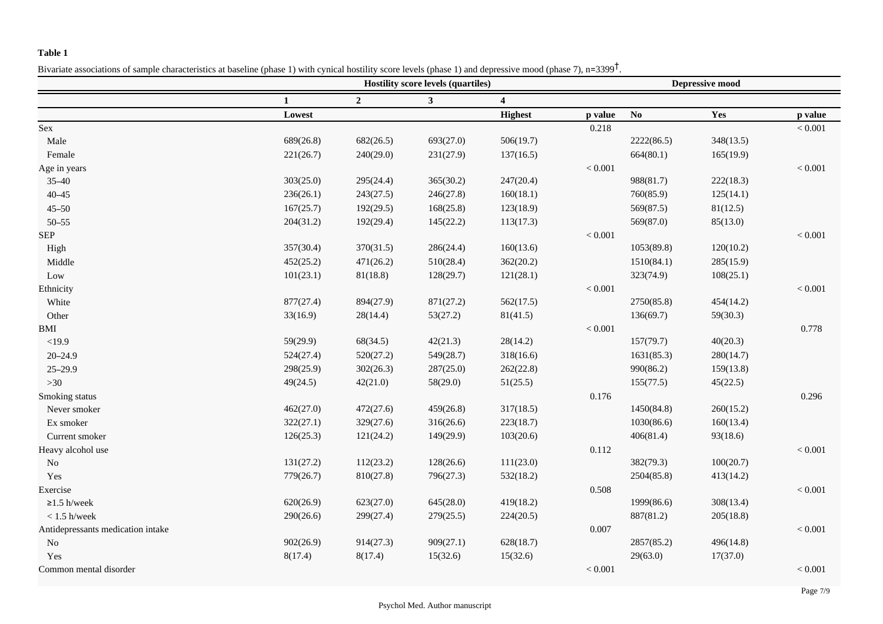**Table 1**

Bivariate associations of sample characteristics at baseline (phase 1) with cynical hostility score levels (phase 1) and depressive mood (phase 7), n=3399[†].

| | Hostility score levels (quartiles) | | | | | Depressive mood | | |
|---|---|---|---|---|---|---|---|---|
| | **1** | **2** | **3** | **4** | | | | |
| | **Lowest** | | | **Highest** | **p value** | **No** | **Yes** | **p value** |
| Sex | | | | | 0.218 | | | < 0.001 |
| Male | 689(26.8) | 682(26.5) | 693(27.0) | 506(19.7) | | 2222(86.5) | 348(13.5) | |
| Female | 221(26.7) | 240(29.0) | 231(27.9) | 137(16.5) | | 664(80.1) | 165(19.9) | |
| Age in years | | | | | < 0.001 | | | < 0.001 |
| 35–40 | 303(25.0) | 295(24.4) | 365(30.2) | 247(20.4) | | 988(81.7) | 222(18.3) | |
| 40–45 | 236(26.1) | 243(27.5) | 246(27.8) | 160(18.1) | | 760(85.9) | 125(14.1) | |
| 45–50 | 167(25.7) | 192(29.5) | 168(25.8) | 123(18.9) | | 569(87.5) | 81(12.5) | |
| 50–55 | 204(31.2) | 192(29.4) | 145(22.2) | 113(17.3) | | 569(87.0) | 85(13.0) | |
| SEP | | | | | < 0.001 | | | < 0.001 |
| High | 357(30.4) | 370(31.5) | 286(24.4) | 160(13.6) | | 1053(89.8) | 120(10.2) | |
| Middle | 452(25.2) | 471(26.2) | 510(28.4) | 362(20.2) | | 1510(84.1) | 285(15.9) | |
| Low | 101(23.1) | 81(18.8) | 128(29.7) | 121(28.1) | | 323(74.9) | 108(25.1) | |
| Ethnicity | | | | | < 0.001 | | | < 0.001 |
| White | 877(27.4) | 894(27.9) | 871(27.2) | 562(17.5) | | 2750(85.8) | 454(14.2) | |
| Other | 33(16.9) | 28(14.4) | 53(27.2) | 81(41.5) | | 136(69.7) | 59(30.3) | |
| BMI | | | | | < 0.001 | | | 0.778 |
| <19.9 | 59(29.9) | 68(34.5) | 42(21.3) | 28(14.2) | | 157(79.7) | 40(20.3) | |
| 20–24.9 | 524(27.4) | 520(27.2) | 549(28.7) | 318(16.6) | | 1631(85.3) | 280(14.7) | |
| 25–29.9 | 298(25.9) | 302(26.3) | 287(25.0) | 262(22.8) | | 990(86.2) | 159(13.8) | |
| >30 | 49(24.5) | 42(21.0) | 58(29.0) | 51(25.5) | | 155(77.5) | 45(22.5) | |
| Smoking status | | | | | 0.176 | | | 0.296 |
| Never smoker | 462(27.0) | 472(27.6) | 459(26.8) | 317(18.5) | | 1450(84.8) | 260(15.2) | |
| Ex smoker | 322(27.1) | 329(27.6) | 316(26.6) | 223(18.7) | | 1030(86.6) | 160(13.4) | |
| Current smoker | 126(25.3) | 121(24.2) | 149(29.9) | 103(20.6) | | 406(81.4) | 93(18.6) | |
| Heavy alcohol use | | | | | 0.112 | | | < 0.001 |
| No | 131(27.2) | 112(23.2) | 128(26.6) | 111(23.0) | | 382(79.3) | 100(20.7) | |
| Yes | 779(26.7) | 810(27.8) | 796(27.3) | 532(18.2) | | 2504(85.8) | 413(14.2) | |
| Exercise | | | | | 0.508 | | | < 0.001 |
| ≥1.5 h/week | 620(26.9) | 623(27.0) | 645(28.0) | 419(18.2) | | 1999(86.6) | 308(13.4) | |
| < 1.5 h/week | 290(26.6) | 299(27.4) | 279(25.5) | 224(20.5) | | 887(81.2) | 205(18.8) | |
| Antidepressants medication intake | | | | | 0.007 | | | < 0.001 |
| No | 902(26.9) | 914(27.3) | 909(27.1) | 628(18.7) | | 2857(85.2) | 496(14.8) | |
| Yes | 8(17.4) | 8(17.4) | 15(32.6) | 15(32.6) | | 29(63.0) | 17(37.0) | |
| Common mental disorder | | | | | < 0.001 | | | < 0.001 |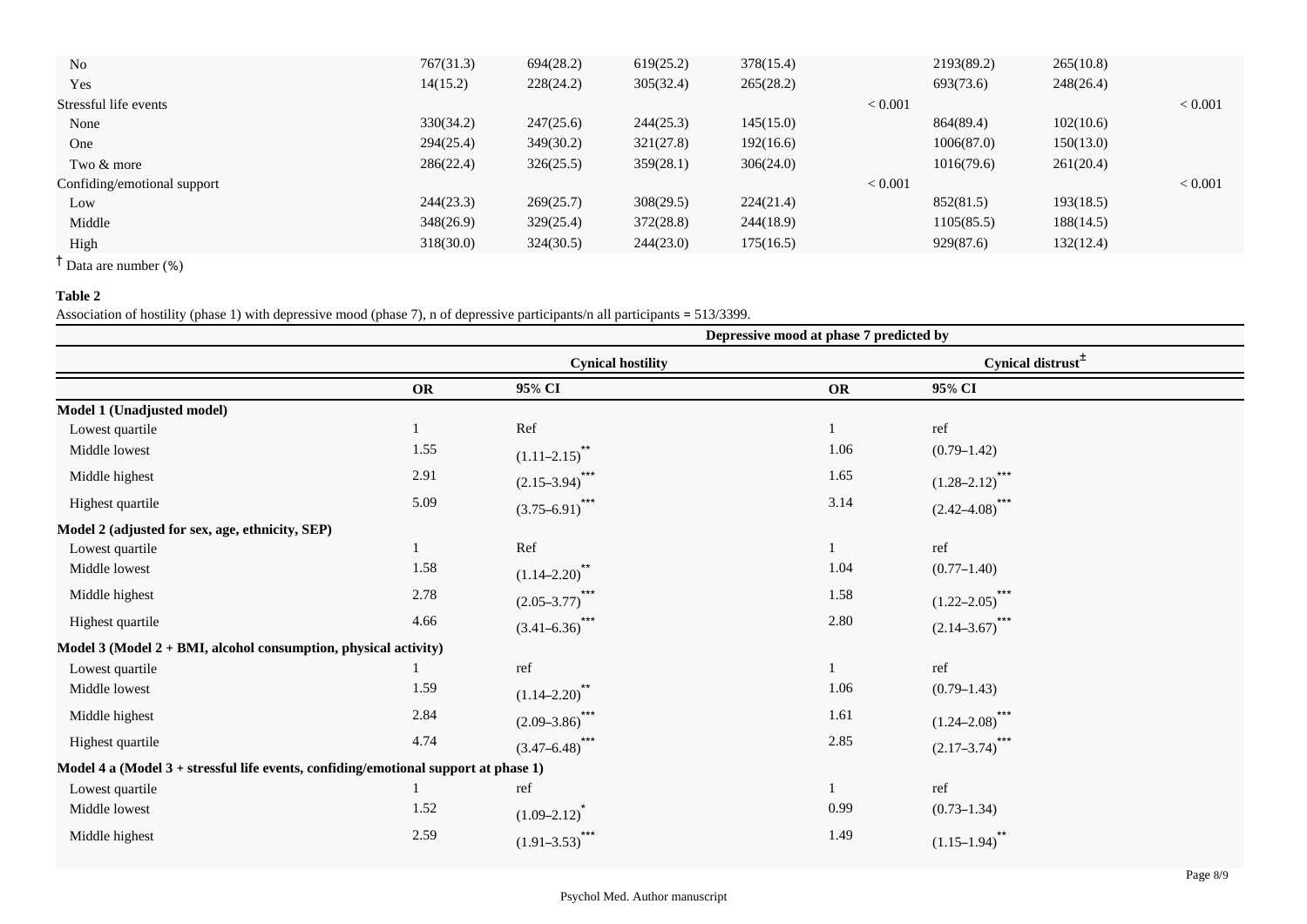| | | | | | | | | |
|---|---|---|---|---|---|---|---|---|
| No | 767(31.3) | 694(28.2) | 619(25.2) | 378(15.4) | | 2193(89.2) | 265(10.8) | |
| Yes | 14(15.2) | 228(24.2) | 305(32.4) | 265(28.2) | | 693(73.6) | 248(26.4) | |
| Stressful life events | | | | | < 0.001 | | | < 0.001 |
| None | 330(34.2) | 247(25.6) | 244(25.3) | 145(15.0) | | 864(89.4) | 102(10.6) | |
| One | 294(25.4) | 349(30.2) | 321(27.8) | 192(16.6) | | 1006(87.0) | 150(13.0) | |
| Two & more | 286(22.4) | 326(25.5) | 359(28.1) | 306(24.0) | | 1016(79.6) | 261(20.4) | |
| Confiding/emotional support | | | | | < 0.001 | | | < 0.001 |
| Low | 244(23.3) | 269(25.7) | 308(29.5) | 224(21.4) | | 852(81.5) | 193(18.5) | |
| Middle | 348(26.9) | 329(25.4) | 372(28.8) | 244(18.9) | | 1105(85.5) | 188(14.5) | |
| High | 318(30.0) | 324(30.5) | 244(23.0) | 175(16.5) | | 929(87.6) | 132(12.4) | |

† Data are number (%)

**Table 2**

Association of hostility (phase 1) with depressive mood (phase 7), n of depressive participants/n all participants = 513/3399.

| | Depressive mood at phase 7 predicted by | | | |
|---|---|---|---|---|
| | Cynical hostility | | Cynical distrust± | |
| | **OR** | **95% CI** | **OR** | **95% CI** |
| **Model 1 (Unadjusted model)** | | | | |
| Lowest quartile | 1 | Ref | 1 | ref |
| Middle lowest | 1.55 | (1.11–2.15)** | 1.06 | (0.79–1.42) |
| Middle highest | 2.91 | (2.15–3.94)*** | 1.65 | (1.28–2.12)*** |
| Highest quartile | 5.09 | (3.75–6.91)*** | 3.14 | (2.42–4.08)*** |
| **Model 2 (adjusted for sex, age, ethnicity, SEP)** | | | | |
| Lowest quartile | 1 | Ref | 1 | ref |
| Middle lowest | 1.58 | (1.14–2.20)** | 1.04 | (0.77–1.40) |
| Middle highest | 2.78 | (2.05–3.77)*** | 1.58 | (1.22–2.05)*** |
| Highest quartile | 4.66 | (3.41–6.36)*** | 2.80 | (2.14–3.67)*** |
| **Model 3 (Model 2 + BMI, alcohol consumption, physical activity)** | | | | |
| Lowest quartile | 1 | ref | 1 | ref |
| Middle lowest | 1.59 | (1.14–2.20)** | 1.06 | (0.79–1.43) |
| Middle highest | 2.84 | (2.09–3.86)*** | 1.61 | (1.24–2.08)*** |
| Highest quartile | 4.74 | (3.47–6.48)*** | 2.85 | (2.17–3.74)*** |
| **Model 4 a (Model 3 + stressful life events, confiding/emotional support at phase 1)** | | | | |
| Lowest quartile | 1 | ref | 1 | ref |
| Middle lowest | 1.52 | (1.09–2.12)* | 0.99 | (0.73–1.34) |
| Middle highest | 2.59 | (1.91–3.53)*** | 1.49 | (1.15–1.94)** |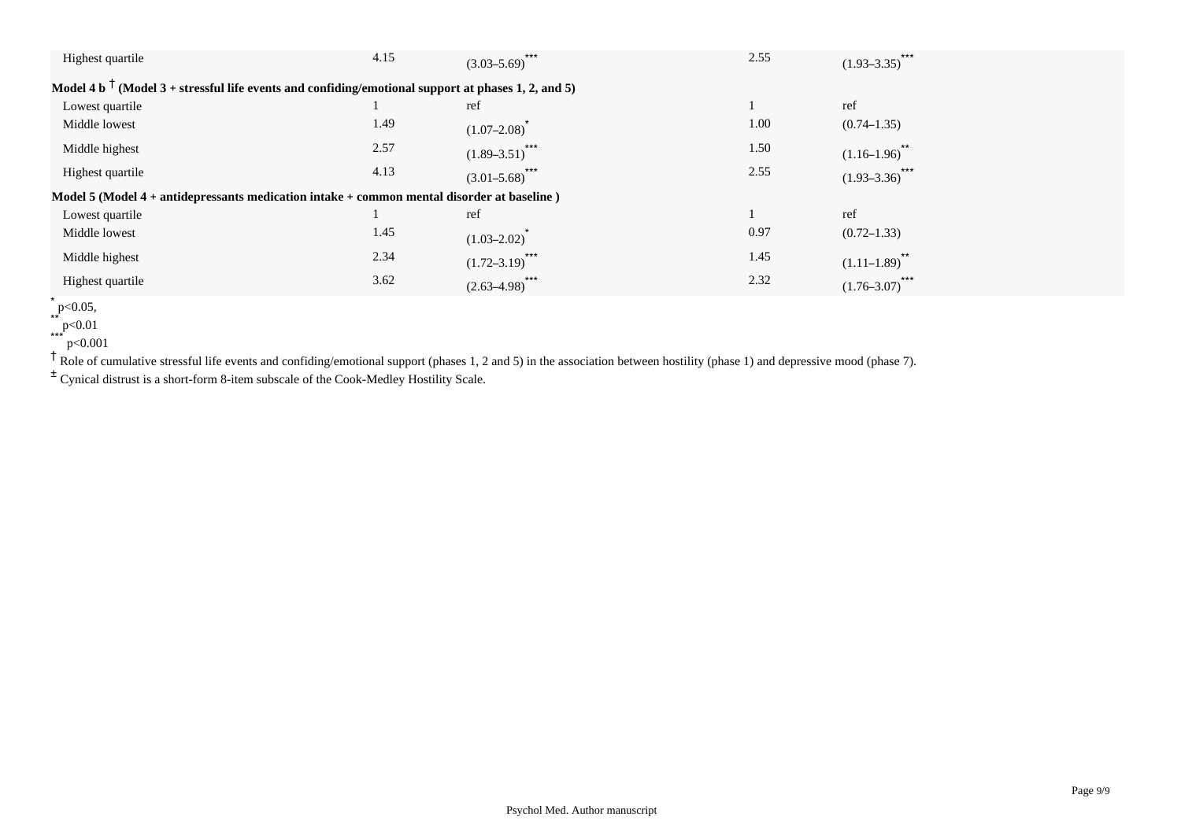| | | | | |
|---|---|---|---|---|
| Highest quartile | 4.15 | (3.03–5.69)*** | 2.55 | (1.93–3.35)*** |
| **Model 4 b † (Model 3 + stressful life events and confiding/emotional support at phases 1, 2, and 5)** | | | | |
| Lowest quartile | 1 | ref | 1 | ref |
| Middle lowest | 1.49 | (1.07–2.08)* | 1.00 | (0.74–1.35) |
| Middle highest | 2.57 | (1.89–3.51)*** | 1.50 | (1.16–1.96)** |
| Highest quartile | 4.13 | (3.01–5.68)*** | 2.55 | (1.93–3.36)*** |
| **Model 5 (Model 4 + antidepressants medication intake + common mental disorder at baseline )** | | | | |
| Lowest quartile | 1 | ref | 1 | ref |
| Middle lowest | 1.45 | (1.03–2.02)* | 0.97 | (0.72–1.33) |
| Middle highest | 2.34 | (1.72–3.19)*** | 1.45 | (1.11–1.89)** |
| Highest quartile | 3.62 | (2.63–4.98)*** | 2.32 | (1.76–3.07)*** |

\* $p<0.05$,

\*\* $p<0.01$

\*\*\* $p<0.001$

† Role of cumulative stressful life events and confiding/emotional support (phases 1, 2 and 5) in the association between hostility (phase 1) and depressive mood (phase 7).

± Cynical distrust is a short-form 8-item subscale of the Cook-Medley Hostility Scale.